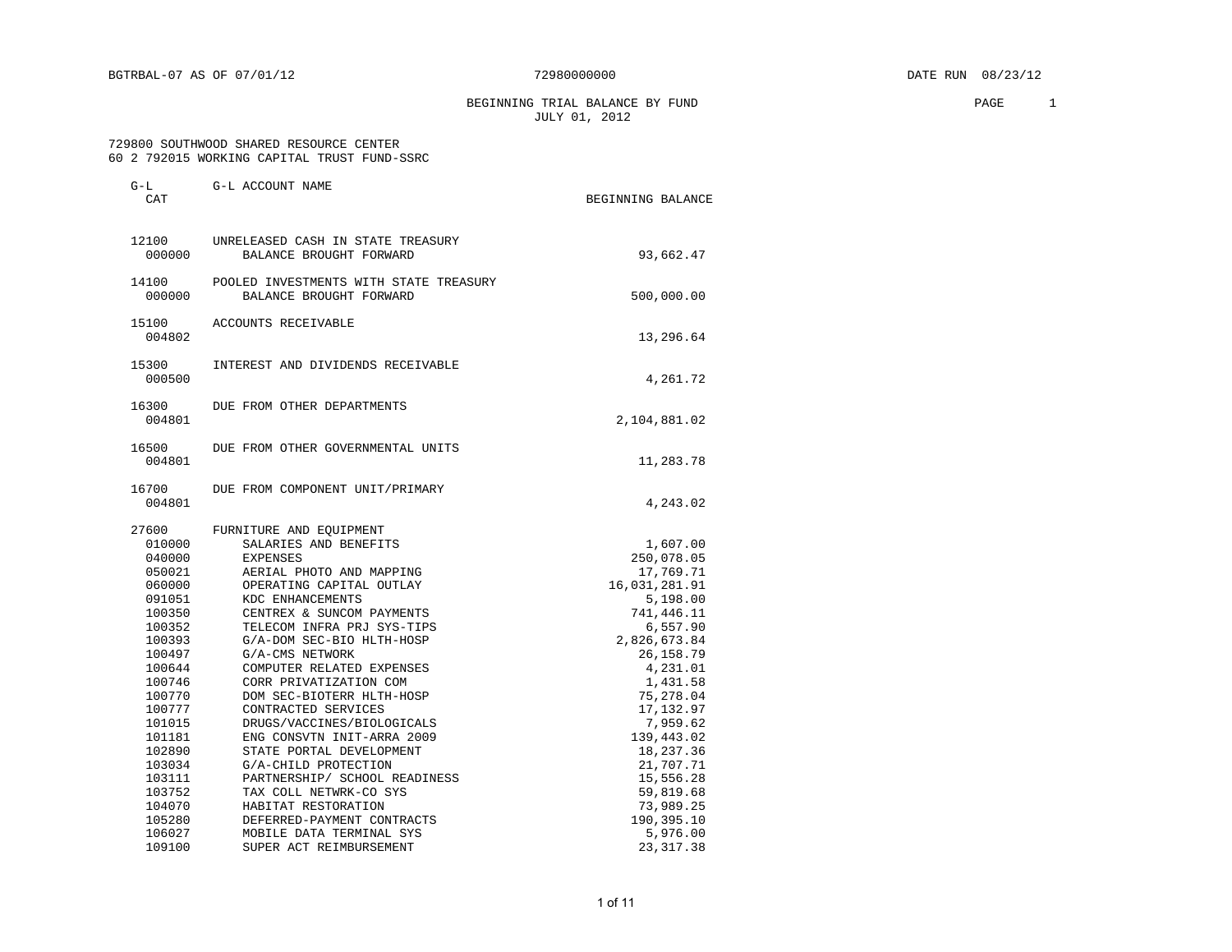BGTRBAL-07 AS OF 07/01/12 72980000000 DATE RUN 08/23/12

# BEGINNING TRIAL BALANCE BY FUND
## JULY 01, 2012

729800 SOUTHWOOD SHARED RESOURCE CENTER
60 2 792015 WORKING CAPITAL TRUST FUND-SSRC

| G-L CAT | G-L ACCOUNT NAME | BEGINNING BALANCE |
|---|---|---|
| 12100 | UNRELEASED CASH IN STATE TREASURY | |
| 000000 | BALANCE BROUGHT FORWARD | 93,662.47 |
| 14100 | POOLED INVESTMENTS WITH STATE TREASURY | |
| 000000 | BALANCE BROUGHT FORWARD | 500,000.00 |
| 15100 | ACCOUNTS RECEIVABLE | |
| 004802 | | 13,296.64 |
| 15300 | INTEREST AND DIVIDENDS RECEIVABLE | |
| 000500 | | 4,261.72 |
| 16300 | DUE FROM OTHER DEPARTMENTS | |
| 004801 | | 2,104,881.02 |
| 16500 | DUE FROM OTHER GOVERNMENTAL UNITS | |
| 004801 | | 11,283.78 |
| 16700 | DUE FROM COMPONENT UNIT/PRIMARY | |
| 004801 | | 4,243.02 |
| 27600 | FURNITURE AND EQUIPMENT | |
| 010000 | SALARIES AND BENEFITS | 1,607.00 |
| 040000 | EXPENSES | 250,078.05 |
| 050021 | AERIAL PHOTO AND MAPPING | 17,769.71 |
| 060000 | OPERATING CAPITAL OUTLAY | 16,031,281.91 |
| 091051 | KDC ENHANCEMENTS | 5,198.00 |
| 100350 | CENTREX & SUNCOM PAYMENTS | 741,446.11 |
| 100352 | TELECOM INFRA PRJ SYS-TIPS | 6,557.90 |
| 100393 | G/A-DOM SEC-BIO HLTH-HOSP | 2,826,673.84 |
| 100497 | G/A-CMS NETWORK | 26,158.79 |
| 100644 | COMPUTER RELATED EXPENSES | 4,231.01 |
| 100746 | CORR PRIVATIZATION COM | 1,431.58 |
| 100770 | DOM SEC-BIOTERR HLTH-HOSP | 75,278.04 |
| 100777 | CONTRACTED SERVICES | 17,132.97 |
| 101015 | DRUGS/VACCINES/BIOLOGICALS | 7,959.62 |
| 101181 | ENG CONSVTN INIT-ARRA 2009 | 139,443.02 |
| 102890 | STATE PORTAL DEVELOPMENT | 18,237.36 |
| 103034 | G/A-CHILD PROTECTION | 21,707.71 |
| 103111 | PARTNERSHIP/ SCHOOL READINESS | 15,556.28 |
| 103752 | TAX COLL NETWRK-CO SYS | 59,819.68 |
| 104070 | HABITAT RESTORATION | 73,989.25 |
| 105280 | DEFERRED-PAYMENT CONTRACTS | 190,395.10 |
| 106027 | MOBILE DATA TERMINAL SYS | 5,976.00 |
| 109100 | SUPER ACT REIMBURSEMENT | 23,317.38 |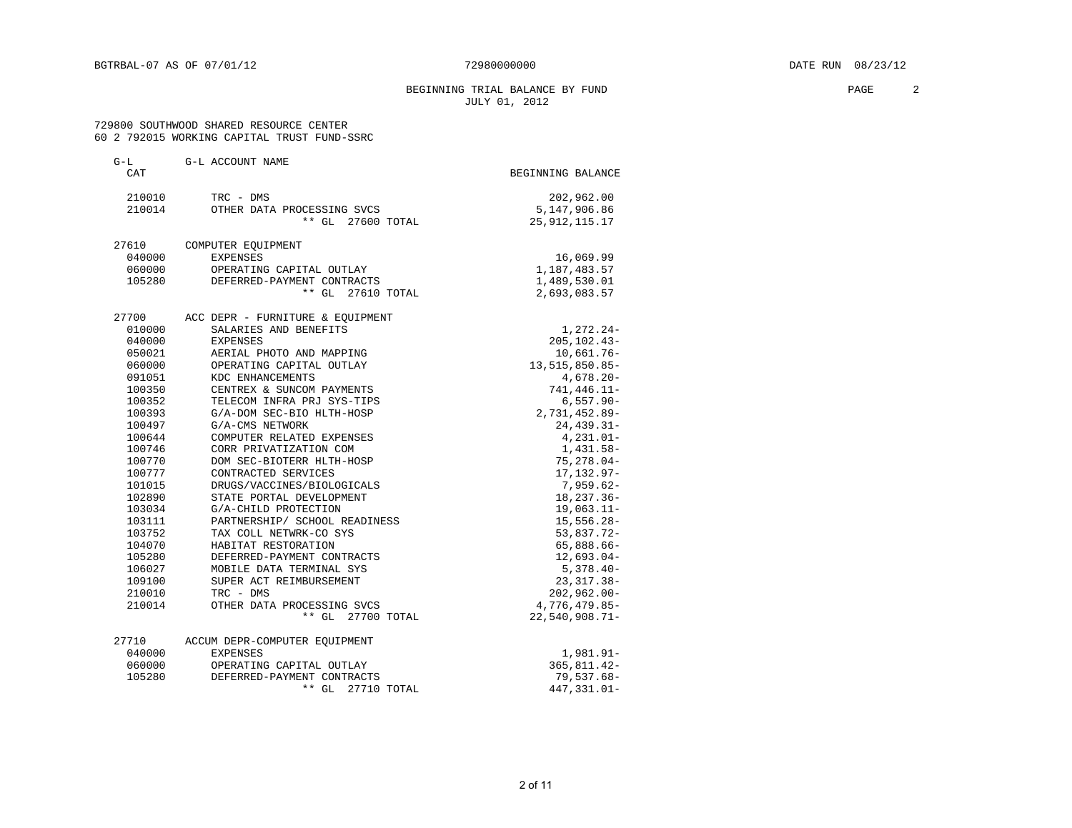BGTRBAL-07 AS OF 07/01/12 72980000000 DATE RUN 08/23/12

BEGINNING TRIAL BALANCE BY FUND
JULY 01, 2012

729800 SOUTHWOOD SHARED RESOURCE CENTER
60 2 792015 WORKING CAPITAL TRUST FUND-SSRC

| G-L CAT | G-L ACCOUNT NAME | BEGINNING BALANCE |
|---|---|---|
| 210010 | TRC - DMS | 202,962.00 |
| 210014 | OTHER DATA PROCESSING SVCS | 5,147,906.86 |
| | ** GL 27600 TOTAL | 25,912,115.17 |
| | | |
| 27610 | COMPUTER EQUIPMENT | |
| 040000 | EXPENSES | 16,069.99 |
| 060000 | OPERATING CAPITAL OUTLAY | 1,187,483.57 |
| 105280 | DEFERRED-PAYMENT CONTRACTS | 1,489,530.01 |
| | ** GL 27610 TOTAL | 2,693,083.57 |
| | | |
| 27700 | ACC DEPR - FURNITURE & EQUIPMENT | |
| 010000 | SALARIES AND BENEFITS | 1,272.24- |
| 040000 | EXPENSES | 205,102.43- |
| 050021 | AERIAL PHOTO AND MAPPING | 10,661.76- |
| 060000 | OPERATING CAPITAL OUTLAY | 13,515,850.85- |
| 091051 | KDC ENHANCEMENTS | 4,678.20- |
| 100350 | CENTREX & SUNCOM PAYMENTS | 741,446.11- |
| 100352 | TELECOM INFRA PRJ SYS-TIPS | 6,557.90- |
| 100393 | G/A-DOM SEC-BIO HLTH-HOSP | 2,731,452.89- |
| 100497 | G/A-CMS NETWORK | 24,439.31- |
| 100644 | COMPUTER RELATED EXPENSES | 4,231.01- |
| 100746 | CORR PRIVATIZATION COM | 1,431.58- |
| 100770 | DOM SEC-BIOTERR HLTH-HOSP | 75,278.04- |
| 100777 | CONTRACTED SERVICES | 17,132.97- |
| 101015 | DRUGS/VACCINES/BIOLOGICALS | 7,959.62- |
| 102890 | STATE PORTAL DEVELOPMENT | 18,237.36- |
| 103034 | G/A-CHILD PROTECTION | 19,063.11- |
| 103111 | PARTNERSHIP/ SCHOOL READINESS | 15,556.28- |
| 103752 | TAX COLL NETWRK-CO SYS | 53,837.72- |
| 104070 | HABITAT RESTORATION | 65,888.66- |
| 105280 | DEFERRED-PAYMENT CONTRACTS | 12,693.04- |
| 106027 | MOBILE DATA TERMINAL SYS | 5,378.40- |
| 109100 | SUPER ACT REIMBURSEMENT | 23,317.38- |
| 210010 | TRC - DMS | 202,962.00- |
| 210014 | OTHER DATA PROCESSING SVCS | 4,776,479.85- |
| | ** GL 27700 TOTAL | 22,540,908.71- |
| | | |
| 27710 | ACCUM DEPR-COMPUTER EQUIPMENT | |
| 040000 | EXPENSES | 1,981.91- |
| 060000 | OPERATING CAPITAL OUTLAY | 365,811.42- |
| 105280 | DEFERRED-PAYMENT CONTRACTS | 79,537.68- |
| | ** GL 27710 TOTAL | 447,331.01- |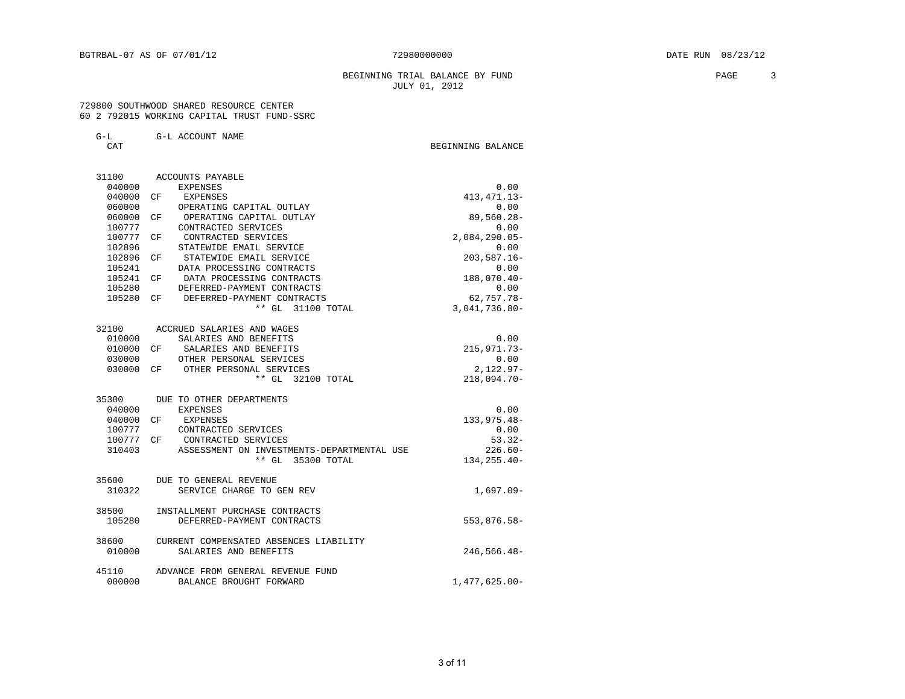BGTRBAL-07 AS OF 07/01/12 — 72980000000 — DATE RUN 08/23/12

BEGINNING TRIAL BALANCE BY FUND
JULY 01, 2012

729800 SOUTHWOOD SHARED RESOURCE CENTER
60 2 792015 WORKING CAPITAL TRUST FUND-SSRC

| G-L CAT | | G-L ACCOUNT NAME | BEGINNING BALANCE |
|---|---|---|---|
| 31100 | | ACCOUNTS PAYABLE | |
| 040000 | | EXPENSES | 0.00 |
| 040000 | CF | EXPENSES | 413,471.13- |
| 060000 | | OPERATING CAPITAL OUTLAY | 0.00 |
| 060000 | CF | OPERATING CAPITAL OUTLAY | 89,560.28- |
| 100777 | | CONTRACTED SERVICES | 0.00 |
| 100777 | CF | CONTRACTED SERVICES | 2,084,290.05- |
| 102896 | | STATEWIDE EMAIL SERVICE | 0.00 |
| 102896 | CF | STATEWIDE EMAIL SERVICE | 203,587.16- |
| 105241 | | DATA PROCESSING CONTRACTS | 0.00 |
| 105241 | CF | DATA PROCESSING CONTRACTS | 188,070.40- |
| 105280 | | DEFERRED-PAYMENT CONTRACTS | 0.00 |
| 105280 | CF | DEFERRED-PAYMENT CONTRACTS | 62,757.78- |
| | | ** GL 31100 TOTAL | 3,041,736.80- |
| 32100 | | ACCRUED SALARIES AND WAGES | |
| 010000 | | SALARIES AND BENEFITS | 0.00 |
| 010000 | CF | SALARIES AND BENEFITS | 215,971.73- |
| 030000 | | OTHER PERSONAL SERVICES | 0.00 |
| 030000 | CF | OTHER PERSONAL SERVICES | 2,122.97- |
| | | ** GL 32100 TOTAL | 218,094.70- |
| 35300 | | DUE TO OTHER DEPARTMENTS | |
| 040000 | | EXPENSES | 0.00 |
| 040000 | CF | EXPENSES | 133,975.48- |
| 100777 | | CONTRACTED SERVICES | 0.00 |
| 100777 | CF | CONTRACTED SERVICES | 53.32- |
| 310403 | | ASSESSMENT ON INVESTMENTS-DEPARTMENTAL USE | 226.60- |
| | | ** GL 35300 TOTAL | 134,255.40- |
| 35600 | | DUE TO GENERAL REVENUE | |
| 310322 | | SERVICE CHARGE TO GEN REV | 1,697.09- |
| 38500 | | INSTALLMENT PURCHASE CONTRACTS | |
| 105280 | | DEFERRED-PAYMENT CONTRACTS | 553,876.58- |
| 38600 | | CURRENT COMPENSATED ABSENCES LIABILITY | |
| 010000 | | SALARIES AND BENEFITS | 246,566.48- |
| 45110 | | ADVANCE FROM GENERAL REVENUE FUND | |
| 000000 | | BALANCE BROUGHT FORWARD | 1,477,625.00- |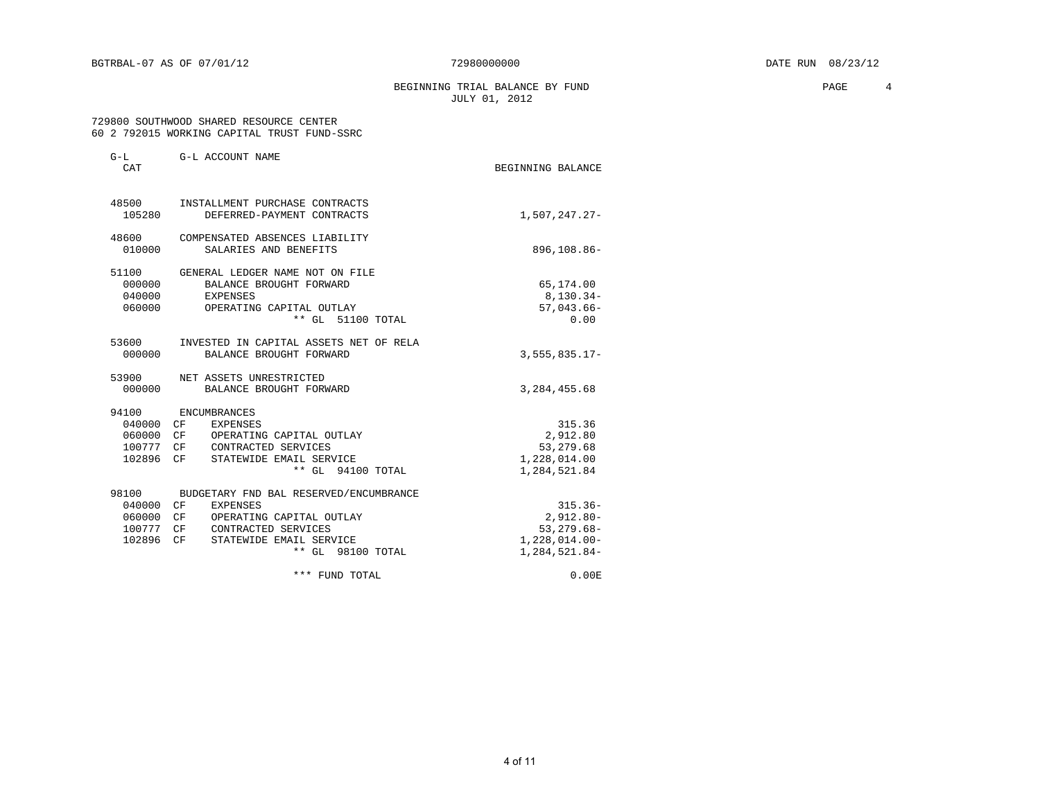BGTRBAL-07 AS OF 07/01/12 &nbsp;&nbsp;&nbsp;&nbsp; 72980000000 &nbsp;&nbsp;&nbsp;&nbsp; DATE RUN 08/23/12

## BEGINNING TRIAL BALANCE BY FUND
JULY 01, 2012

729800 SOUTHWOOD SHARED RESOURCE CENTER
60 2 792015 WORKING CAPITAL TRUST FUND-SSRC

| G-L CAT | | G-L ACCOUNT NAME | BEGINNING BALANCE |
|---|---|---|---|
| 48500 | | INSTALLMENT PURCHASE CONTRACTS | |
| 105280 | | DEFERRED-PAYMENT CONTRACTS | 1,507,247.27- |
| 48600 | | COMPENSATED ABSENCES LIABILITY | |
| 010000 | | SALARIES AND BENEFITS | 896,108.86- |
| 51100 | | GENERAL LEDGER NAME NOT ON FILE | |
| 000000 | | BALANCE BROUGHT FORWARD | 65,174.00 |
| 040000 | | EXPENSES | 8,130.34- |
| 060000 | | OPERATING CAPITAL OUTLAY | 57,043.66- |
| | | ** GL 51100 TOTAL | 0.00 |
| 53600 | | INVESTED IN CAPITAL ASSETS NET OF RELA | |
| 000000 | | BALANCE BROUGHT FORWARD | 3,555,835.17- |
| 53900 | | NET ASSETS UNRESTRICTED | |
| 000000 | | BALANCE BROUGHT FORWARD | 3,284,455.68 |
| 94100 | | ENCUMBRANCES | |
| 040000 | CF | EXPENSES | 315.36 |
| 060000 | CF | OPERATING CAPITAL OUTLAY | 2,912.80 |
| 100777 | CF | CONTRACTED SERVICES | 53,279.68 |
| 102896 | CF | STATEWIDE EMAIL SERVICE | 1,228,014.00 |
| | | ** GL 94100 TOTAL | 1,284,521.84 |
| 98100 | | BUDGETARY FND BAL RESERVED/ENCUMBRANCE | |
| 040000 | CF | EXPENSES | 315.36- |
| 060000 | CF | OPERATING CAPITAL OUTLAY | 2,912.80- |
| 100777 | CF | CONTRACTED SERVICES | 53,279.68- |
| 102896 | CF | STATEWIDE EMAIL SERVICE | 1,228,014.00- |
| | | ** GL 98100 TOTAL | 1,284,521.84- |
| | | *** FUND TOTAL | 0.00E |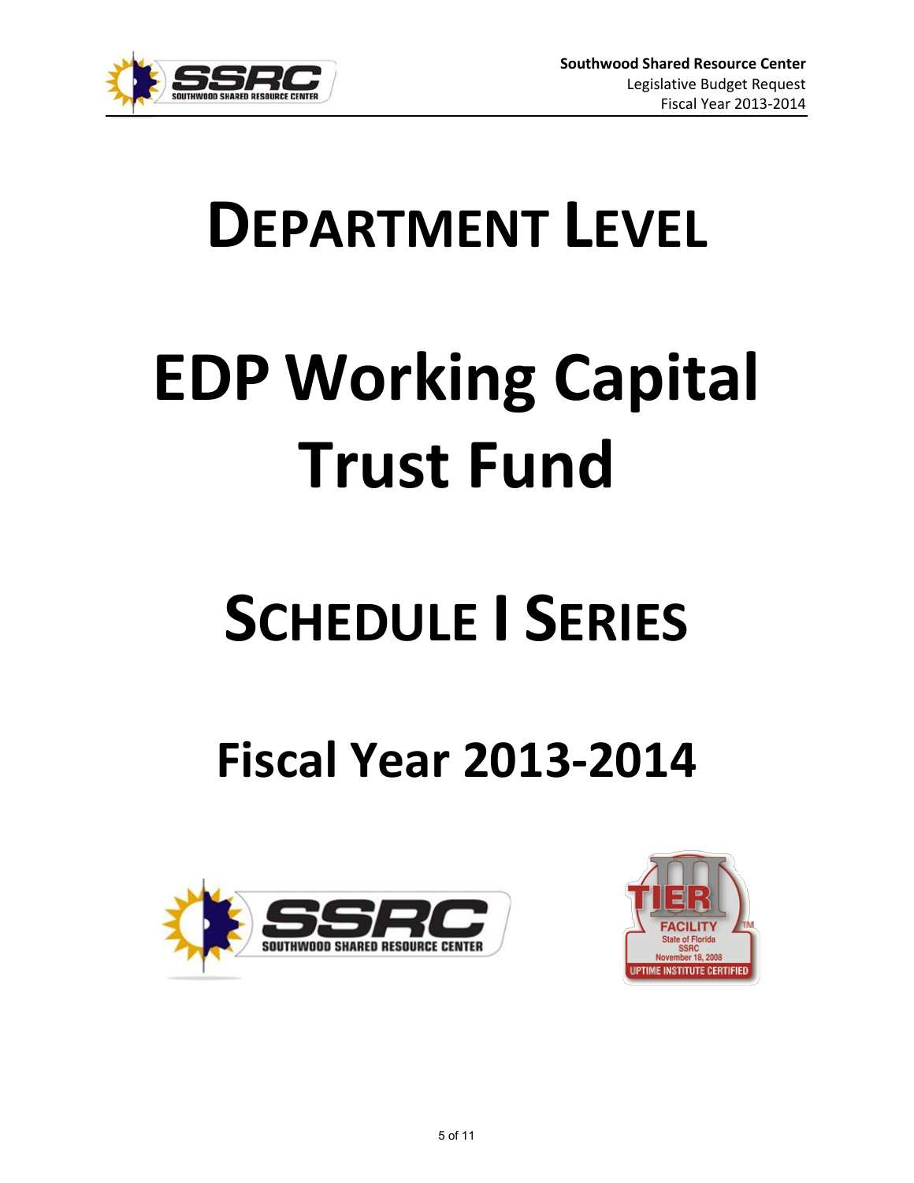# DEPARTMENT LEVEL

# EDP Working Capital Trust Fund

# SCHEDULE I SERIES

## Fiscal Year 2013-2014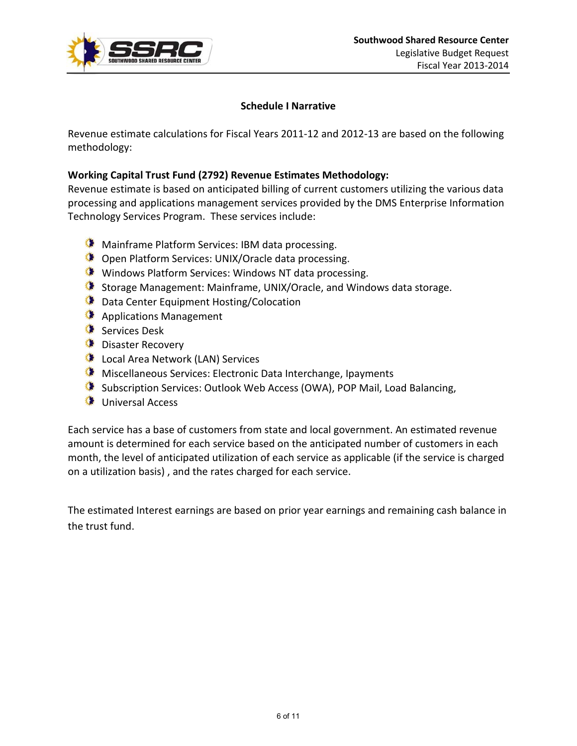## Schedule I Narrative

Revenue estimate calculations for Fiscal Years 2011-12 and 2012-13 are based on the following methodology:

**Working Capital Trust Fund (2792) Revenue Estimates Methodology:**
Revenue estimate is based on anticipated billing of current customers utilizing the various data processing and applications management services provided by the DMS Enterprise Information Technology Services Program. These services include:

- Mainframe Platform Services: IBM data processing.
- Open Platform Services: UNIX/Oracle data processing.
- Windows Platform Services: Windows NT data processing.
- Storage Management: Mainframe, UNIX/Oracle, and Windows data storage.
- Data Center Equipment Hosting/Colocation
- Applications Management
- Services Desk
- Disaster Recovery
- Local Area Network (LAN) Services
- Miscellaneous Services: Electronic Data Interchange, Ipayments
- Subscription Services: Outlook Web Access (OWA), POP Mail, Load Balancing,
- Universal Access

Each service has a base of customers from state and local government. An estimated revenue amount is determined for each service based on the anticipated number of customers in each month, the level of anticipated utilization of each service as applicable (if the service is charged on a utilization basis) , and the rates charged for each service.

The estimated Interest earnings are based on prior year earnings and remaining cash balance in the trust fund.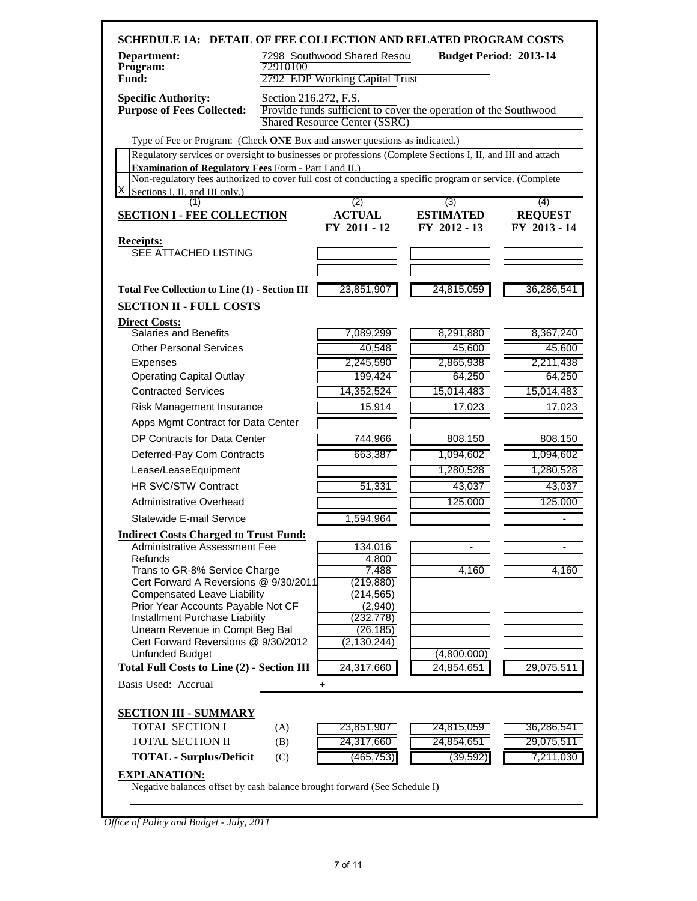## SCHEDULE 1A: DETAIL OF FEE COLLECTION AND RELATED PROGRAM COSTS

**Department:** 7298 Southwood Shared Resou **Budget Period: 2013-14**
**Program:** 72910100
**Fund:** 2792 EDP Working Capital Trust

**Specific Authority:** Section 216.272, F.S.
**Purpose of Fees Collected:** Provide funds sufficient to cover the operation of the Southwood Shared Resource Center (SSRC)

Type of Fee or Program: (Check **ONE** Box and answer questions as indicated.)

| | |
|---|---|
| | Regulatory services or oversight to businesses or professions (Complete Sections I, II, and III and attach **Examination of Regulatory Fees** Form - Part I and II.) |
| X | Non-regulatory fees authorized to cover full cost of conducting a specific program or service. (Complete Sections I, II, and III only.) |

| (1) | (2) | (3) | (4) |
|---|---|---|---|
| **SECTION I - FEE COLLECTION** | **ACTUAL FY 2011 - 12** | **ESTIMATED FY 2012 - 13** | **REQUEST FY 2013 - 14** |
| **Receipts:** | | | |
| SEE ATTACHED LISTING | | | |
| | | | |
| **Total Fee Collection to Line (1) - Section III** | 23,851,907 | 24,815,059 | 36,286,541 |
| **SECTION II - FULL COSTS** | | | |
| **Direct Costs:** | | | |
| Salaries and Benefits | 7,089,299 | 8,291,880 | 8,367,240 |
| Other Personal Services | 40,548 | 45,600 | 45,600 |
| Expenses | 2,245,590 | 2,865,938 | 2,211,438 |
| Operating Capital Outlay | 199,424 | 64,250 | 64,250 |
| Contracted Services | 14,352,524 | 15,014,483 | 15,014,483 |
| Risk Management Insurance | 15,914 | 17,023 | 17,023 |
| Apps Mgmt Contract for Data Center | | | |
| DP Contracts for Data Center | 744,966 | 808,150 | 808,150 |
| Deferred-Pay Com Contracts | 663,387 | 1,094,602 | 1,094,602 |
| Lease/LeaseEquipment | | 1,280,528 | 1,280,528 |
| HR SVC/STW Contract | 51,331 | 43,037 | 43,037 |
| Administrative Overhead | | 125,000 | 125,000 |
| Statewide E-mail Service | 1,594,964 | | - |
| **Indirect Costs Charged to Trust Fund:** | | | |
| Administrative Assessment Fee | 134,016 | - | - |
| Refunds | 4,800 | | |
| Trans to GR-8% Service Charge | 7,488 | 4,160 | 4,160 |
| Cert Forward A Reversions @ 9/30/2011 | (219,880) | | |
| Compensated Leave Liability | (214,565) | | |
| Prior Year Accounts Payable Not CF | (2,940) | | |
| Installment Purchase Liability | (232,778) | | |
| Unearn Revenue in Compt Beg Bal | (26,185) | | |
| Cert Forward Reversions @ 9/30/2012 | (2,130,244) | | |
| Unfunded Budget | | (4,800,000) | |
| **Total Full Costs to Line (2) - Section III** | 24,317,660 | 24,854,651 | 29,075,511 |
| Basis Used: Accrual | + | | |

**SECTION III - SUMMARY**

| | | | | |
|---|---|---|---|---|
| TOTAL SECTION I | (A) | 23,851,907 | 24,815,059 | 36,286,541 |
| TOTAL SECTION II | (B) | 24,317,660 | 24,854,651 | 29,075,511 |
| **TOTAL - Surplus/Deficit** | (C) | (465,753) | (39,592) | 7,211,030 |

**EXPLANATION:**
Negative balances offset by cash balance brought forward (See Schedule I)

*Office of Policy and Budget - July, 2011*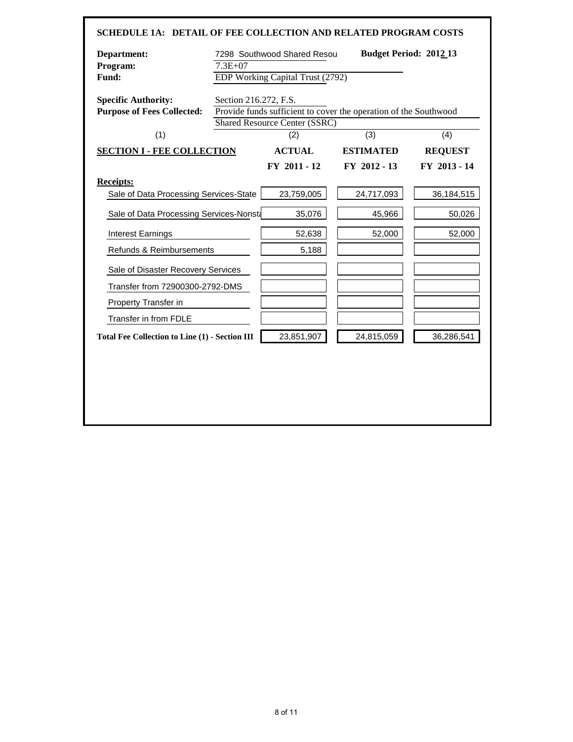## SCHEDULE 1A: DETAIL OF FEE COLLECTION AND RELATED PROGRAM COSTS

**Department:** 7298 Southwood Shared Resou **Budget Period: 2012 13**

**Program:** 7.3E+07

**Fund:** EDP Working Capital Trust (2792)

**Specific Authority:** Section 216.272, F.S.

**Purpose of Fees Collected:** Provide funds sufficient to cover the operation of the Southwood Shared Resource Center (SSRC)

| (1) | (2) | (3) | (4) |
|---|---|---|---|
| **SECTION I - FEE COLLECTION** | **ACTUAL FY 2011 - 12** | **ESTIMATED FY 2012 - 13** | **REQUEST FY 2013 - 14** |
| **Receipts:** | | | |
| Sale of Data Processing Services-State | 23,759,005 | 24,717,093 | 36,184,515 |
| Sale of Data Processing Services-Nonsta | 35,076 | 45,966 | 50,026 |
| Interest Earnings | 52,638 | 52,000 | 52,000 |
| Refunds & Reimbursements | 5,188 | | |
| Sale of Disaster Recovery Services | | | |
| Transfer from 72900300-2792-DMS | | | |
| Property Transfer in | | | |
| Transfer in from FDLE | | | |
| **Total Fee Collection to Line (1) - Section III** | 23,851,907 | 24,815,059 | 36,286,541 |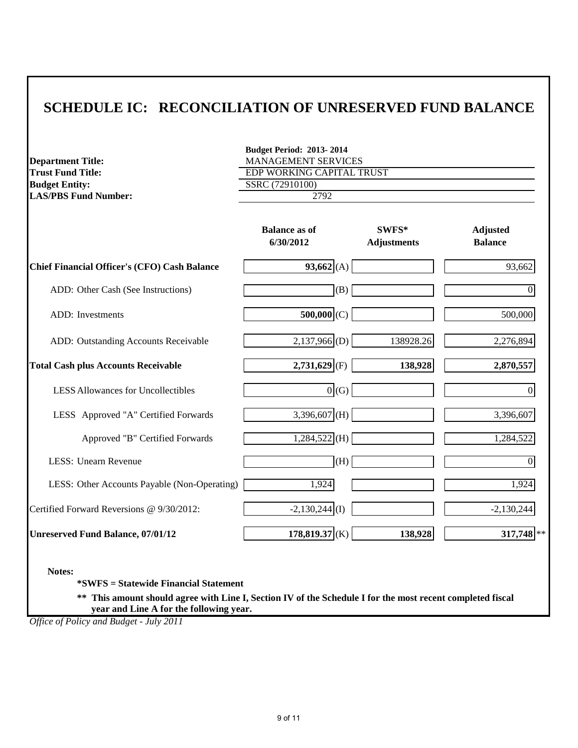# SCHEDULE IC: RECONCILIATION OF UNRESERVED FUND BALANCE

**Budget Period: 2013- 2014**

**Department Title:** MANAGEMENT SERVICES
**Trust Fund Title:** EDP WORKING CAPITAL TRUST
**Budget Entity:** SSRC (72910100)
**LAS/PBS Fund Number:** 2792

| | Balance as of 6/30/2012 | | SWFS* Adjustments | Adjusted Balance |
|---|---|---|---|---|
| **Chief Financial Officer's (CFO) Cash Balance** | **93,662** | (A) | | 93,662 |
| ADD: Other Cash (See Instructions) | | (B) | | 0 |
| ADD: Investments | **500,000** | (C) | | 500,000 |
| ADD: Outstanding Accounts Receivable | 2,137,966 | (D) | 138928.26 | 2,276,894 |
| **Total Cash plus Accounts Receivable** | **2,731,629** | (F) | **138,928** | **2,870,557** |
| LESS Allowances for Uncollectibles | 0 | (G) | | 0 |
| LESS Approved "A" Certified Forwards | 3,396,607 | (H) | | 3,396,607 |
| Approved "B" Certified Forwards | 1,284,522 | (H) | | 1,284,522 |
| LESS: Unearn Revenue | | (H) | | 0 |
| LESS: Other Accounts Payable (Non-Operating) | 1,924 | | | 1,924 |
| Certified Forward Reversions @ 9/30/2012: | -2,130,244 | (I) | | -2,130,244 |
| **Unreserved Fund Balance, 07/01/12** | **178,819.37** | (K) | **138,928** | **317,748** ** |

**Notes:**

**\*SWFS = Statewide Financial Statement**

**\*\* This amount should agree with Line I, Section IV of the Schedule I for the most recent completed fiscal year and Line A for the following year.**

*Office of Policy and Budget - July 2011*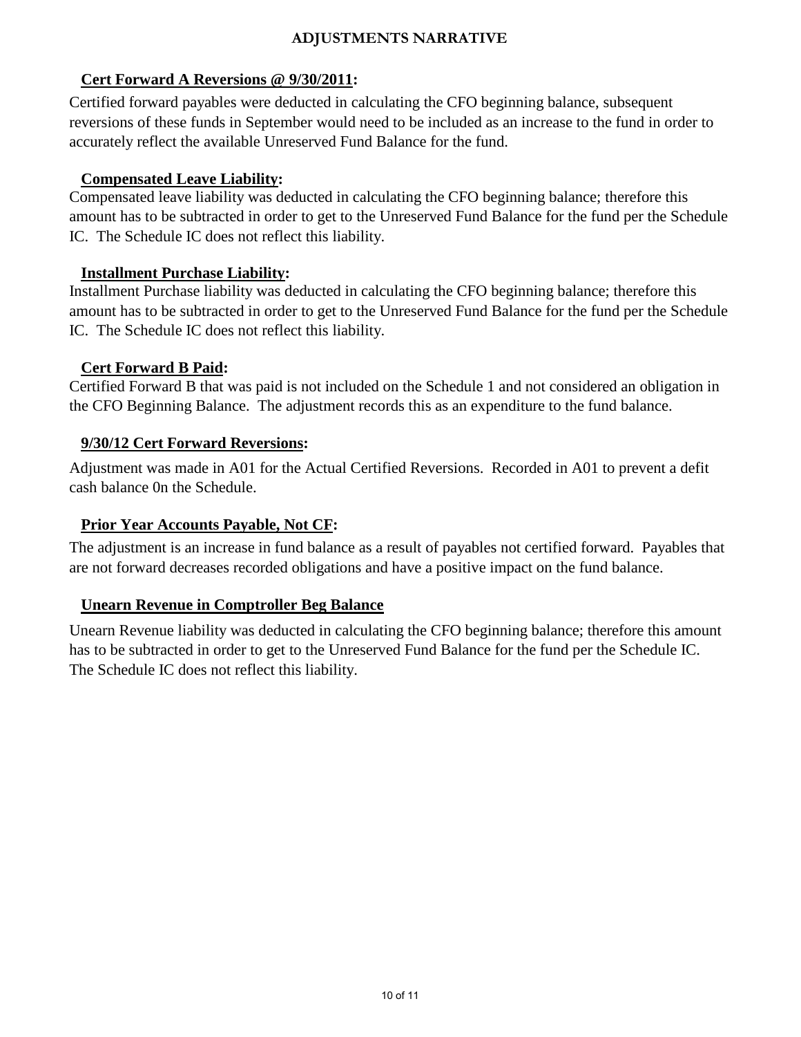# ADJUSTMENTS NARRATIVE

**Cert Forward A Reversions @ 9/30/2011:**

Certified forward payables were deducted in calculating the CFO beginning balance, subsequent reversions of these funds in September would need to be included as an increase to the fund in order to accurately reflect the available Unreserved Fund Balance for the fund.

**Compensated Leave Liability:**

Compensated leave liability was deducted in calculating the CFO beginning balance; therefore this amount has to be subtracted in order to get to the Unreserved Fund Balance for the fund per the Schedule IC. The Schedule IC does not reflect this liability.

**Installment Purchase Liability:**

Installment Purchase liability was deducted in calculating the CFO beginning balance; therefore this amount has to be subtracted in order to get to the Unreserved Fund Balance for the fund per the Schedule IC. The Schedule IC does not reflect this liability.

**Cert Forward B Paid:**

Certified Forward B that was paid is not included on the Schedule 1 and not considered an obligation in the CFO Beginning Balance. The adjustment records this as an expenditure to the fund balance.

**9/30/12 Cert Forward Reversions:**

Adjustment was made in A01 for the Actual Certified Reversions. Recorded in A01 to prevent a defit cash balance 0n the Schedule.

**Prior Year Accounts Payable, Not CF:**

The adjustment is an increase in fund balance as a result of payables not certified forward. Payables that are not forward decreases recorded obligations and have a positive impact on the fund balance.

**Unearn Revenue in Comptroller Beg Balance**

Unearn Revenue liability was deducted in calculating the CFO beginning balance; therefore this amount has to be subtracted in order to get to the Unreserved Fund Balance for the fund per the Schedule IC. The Schedule IC does not reflect this liability.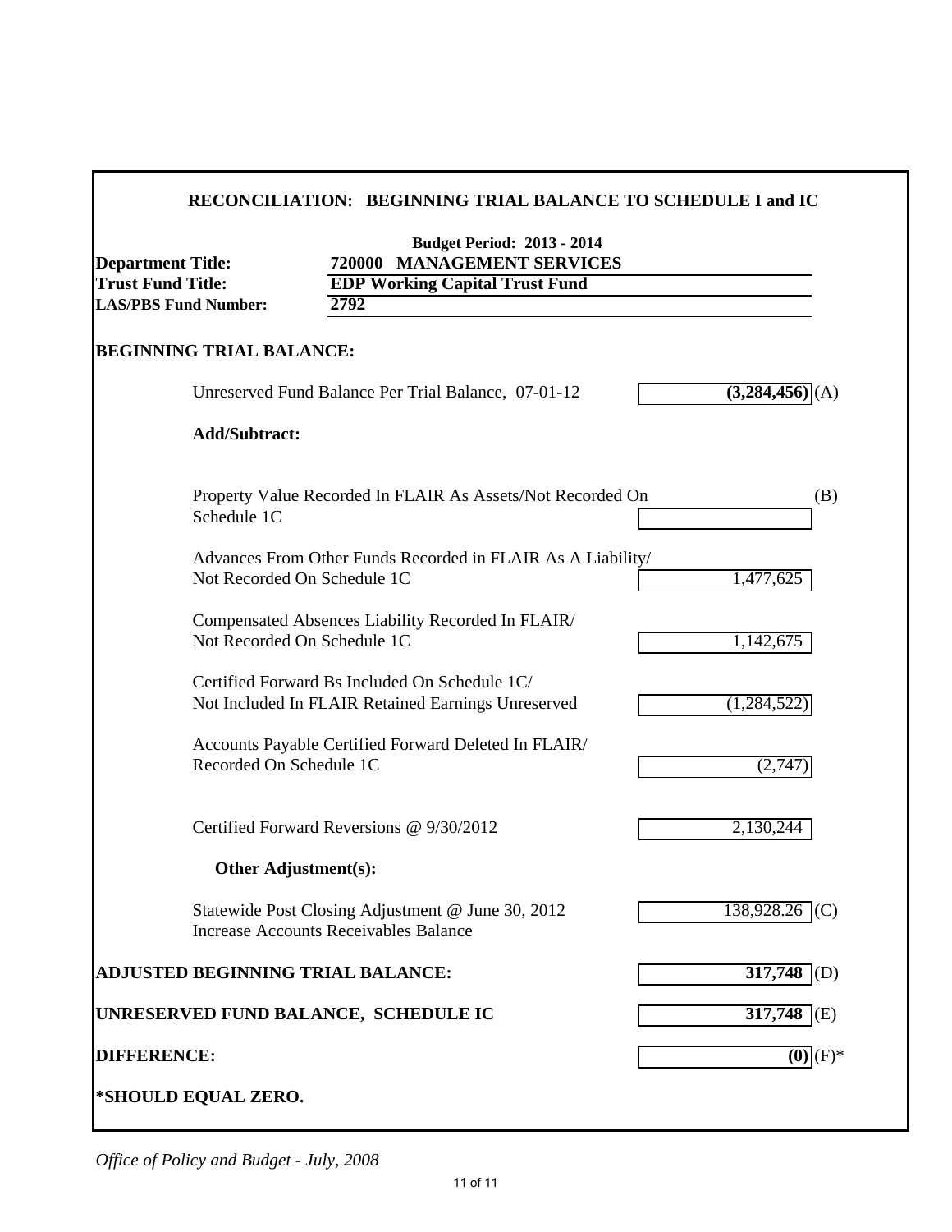## RECONCILIATION: BEGINNING TRIAL BALANCE TO SCHEDULE I and IC

**Budget Period: 2013 - 2014**

**Department Title:** **720000 MANAGEMENT SERVICES**
**Trust Fund Title:** **EDP Working Capital Trust Fund**
**LAS/PBS Fund Number:** **2792**

| | | |
|---|---|---|
| **BEGINNING TRIAL BALANCE:** | | |
| Unreserved Fund Balance Per Trial Balance, 07-01-12 | **(3,284,456)** | (A) |
| **Add/Subtract:** | | |
| Property Value Recorded In FLAIR As Assets/Not Recorded On Schedule 1C | | (B) |
| Advances From Other Funds Recorded in FLAIR As A Liability/ Not Recorded On Schedule 1C | 1,477,625 | |
| Compensated Absences Liability Recorded In FLAIR/ Not Recorded On Schedule 1C | 1,142,675 | |
| Certified Forward Bs Included On Schedule 1C/ Not Included In FLAIR Retained Earnings Unreserved | (1,284,522) | |
| Accounts Payable Certified Forward Deleted In FLAIR/ Recorded On Schedule 1C | (2,747) | |
| Certified Forward Reversions @ 9/30/2012 | 2,130,244 | |
| **Other Adjustment(s):** | | |
| Statewide Post Closing Adjustment @ June 30, 2012 Increase Accounts Receivables Balance | 138,928.26 | (C) |
| **ADJUSTED BEGINNING TRIAL BALANCE:** | **317,748** | (D) |
| **UNRESERVED FUND BALANCE, SCHEDULE IC** | **317,748** | (E) |
| **DIFFERENCE:** | **(0)** | (F)* |

**\*SHOULD EQUAL ZERO.**

*Office of Policy and Budget - July, 2008*